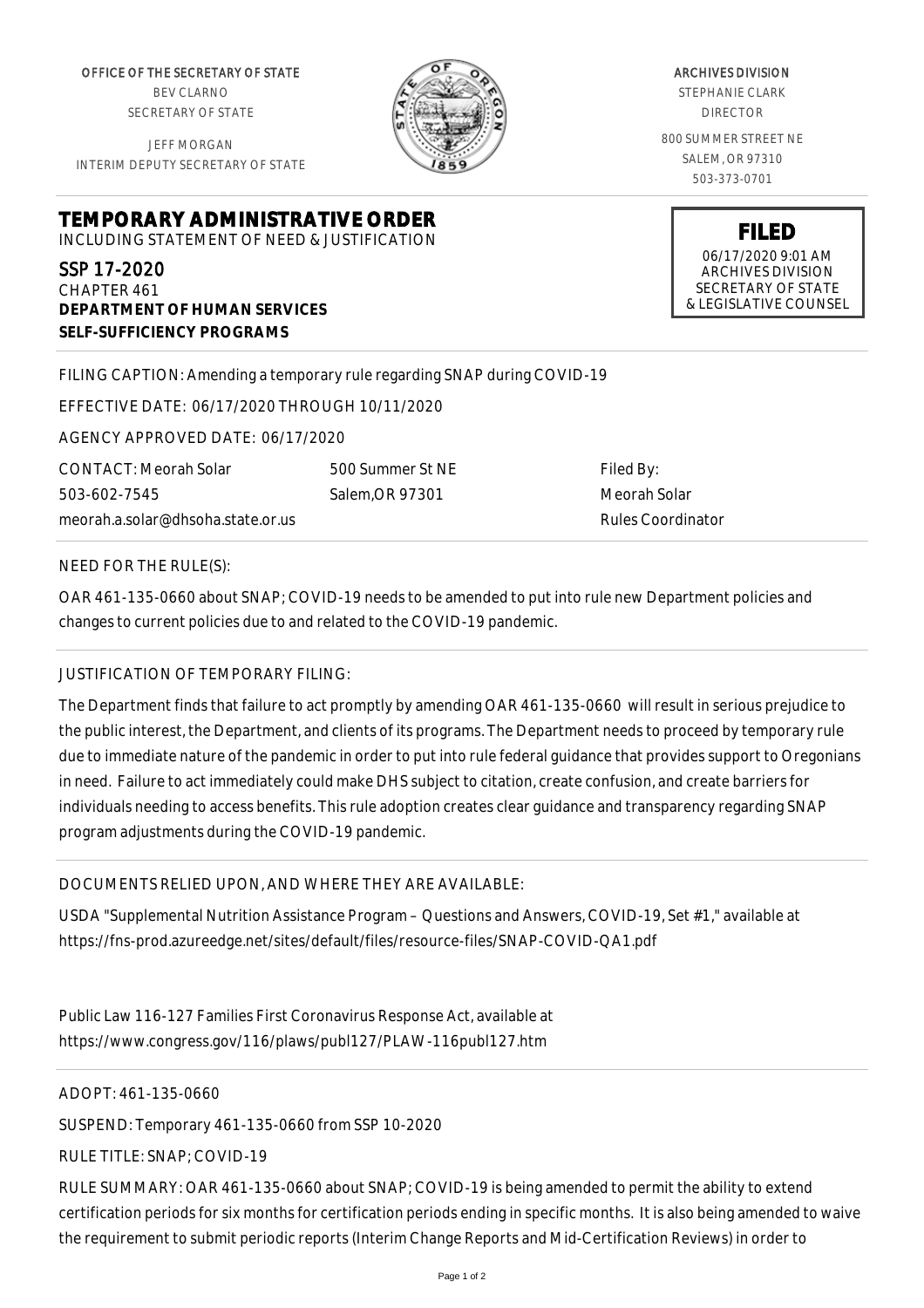OFFICE OF THE SECRETARY OF STATE
BEV CLARNO
SECRETARY OF STATE

JEFF MORGAN
INTERIM DEPUTY SECRETARY OF STATE

ARCHIVES DIVISION
STEPHANIE CLARK
DIRECTOR

800 SUMMER STREET NE
SALEM, OR 97310
503-373-0701

**FILED**
06/17/2020 9:01 AM
ARCHIVES DIVISION
SECRETARY OF STATE
& LEGISLATIVE COUNSEL

# TEMPORARY ADMINISTRATIVE ORDER

INCLUDING STATEMENT OF NEED & JUSTIFICATION

SSP 17-2020
CHAPTER 461
**DEPARTMENT OF HUMAN SERVICES**
**SELF-SUFFICIENCY PROGRAMS**

FILING CAPTION: Amending a temporary rule regarding SNAP during COVID-19

EFFECTIVE DATE: 06/17/2020 THROUGH 10/11/2020

AGENCY APPROVED DATE: 06/17/2020

CONTACT: Meorah Solar
503-602-7545
meorah.a.solar@dhsoha.state.or.us

500 Summer St NE
Salem,OR 97301

Filed By:
Meorah Solar
Rules Coordinator

NEED FOR THE RULE(S):

OAR 461-135-0660 about SNAP; COVID-19 needs to be amended to put into rule new Department policies and changes to current policies due to and related to the COVID-19 pandemic.

JUSTIFICATION OF TEMPORARY FILING:

The Department finds that failure to act promptly by amending OAR 461-135-0660 will result in serious prejudice to the public interest, the Department, and clients of its programs. The Department needs to proceed by temporary rule due to immediate nature of the pandemic in order to put into rule federal guidance that provides support to Oregonians in need. Failure to act immediately could make DHS subject to citation, create confusion, and create barriers for individuals needing to access benefits. This rule adoption creates clear guidance and transparency regarding SNAP program adjustments during the COVID-19 pandemic.

DOCUMENTS RELIED UPON, AND WHERE THEY ARE AVAILABLE:

USDA "Supplemental Nutrition Assistance Program – Questions and Answers, COVID-19, Set #1," available at https://fns-prod.azureedge.net/sites/default/files/resource-files/SNAP-COVID-QA1.pdf

Public Law 116-127 Families First Coronavirus Response Act, available at https://www.congress.gov/116/plaws/publ127/PLAW-116publ127.htm

ADOPT: 461-135-0660

SUSPEND: Temporary 461-135-0660 from SSP 10-2020

RULE TITLE: SNAP; COVID-19

RULE SUMMARY: OAR 461-135-0660 about SNAP; COVID-19 is being amended to permit the ability to extend certification periods for six months for certification periods ending in specific months. It is also being amended to waive the requirement to submit periodic reports (Interim Change Reports and Mid-Certification Reviews) in order to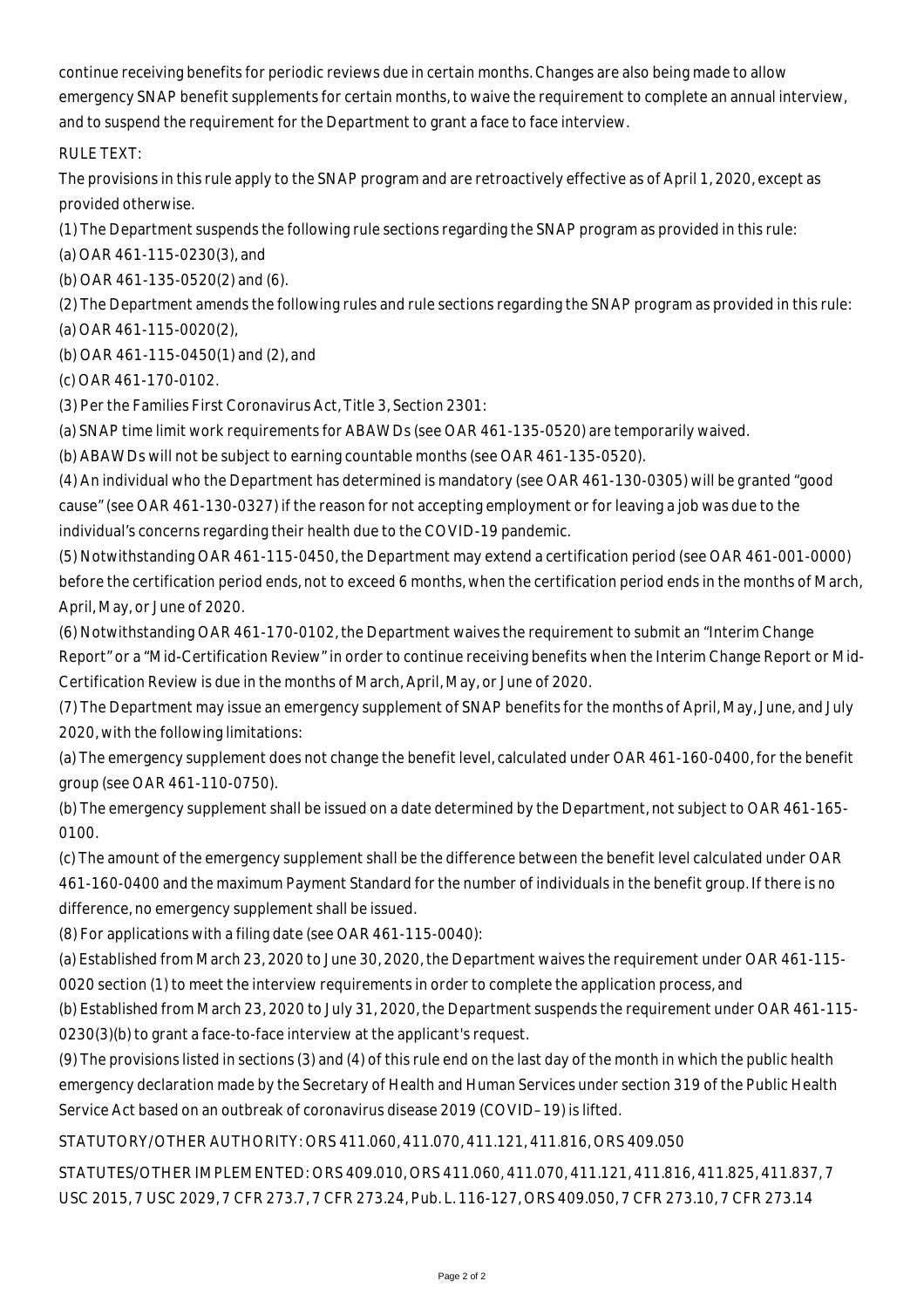continue receiving benefits for periodic reviews due in certain months. Changes are also being made to allow emergency SNAP benefit supplements for certain months, to waive the requirement to complete an annual interview, and to suspend the requirement for the Department to grant a face to face interview.

RULE TEXT:

The provisions in this rule apply to the SNAP program and are retroactively effective as of April 1, 2020, except as provided otherwise.

(1) The Department suspends the following rule sections regarding the SNAP program as provided in this rule:

(a) OAR 461-115-0230(3), and

(b) OAR 461-135-0520(2) and (6).

(2) The Department amends the following rules and rule sections regarding the SNAP program as provided in this rule:

(a) OAR 461-115-0020(2),

(b) OAR 461-115-0450(1) and (2), and

(c) OAR 461-170-0102.

(3) Per the Families First Coronavirus Act, Title 3, Section 2301:

(a) SNAP time limit work requirements for ABAWDs (see OAR 461-135-0520) are temporarily waived.

(b) ABAWDs will not be subject to earning countable months (see OAR 461-135-0520).

(4) An individual who the Department has determined is mandatory (see OAR 461-130-0305) will be granted "good cause" (see OAR 461-130-0327) if the reason for not accepting employment or for leaving a job was due to the individual's concerns regarding their health due to the COVID-19 pandemic.

(5) Notwithstanding OAR 461-115-0450, the Department may extend a certification period (see OAR 461-001-0000) before the certification period ends, not to exceed 6 months, when the certification period ends in the months of March, April, May, or June of 2020.

(6) Notwithstanding OAR 461-170-0102, the Department waives the requirement to submit an "Interim Change Report" or a "Mid-Certification Review" in order to continue receiving benefits when the Interim Change Report or Mid-Certification Review is due in the months of March, April, May, or June of 2020.

(7) The Department may issue an emergency supplement of SNAP benefits for the months of April, May, June, and July 2020, with the following limitations:

(a) The emergency supplement does not change the benefit level, calculated under OAR 461-160-0400, for the benefit group (see OAR 461-110-0750).

(b) The emergency supplement shall be issued on a date determined by the Department, not subject to OAR 461-165-0100.

(c) The amount of the emergency supplement shall be the difference between the benefit level calculated under OAR 461-160-0400 and the maximum Payment Standard for the number of individuals in the benefit group. If there is no difference, no emergency supplement shall be issued.

(8) For applications with a filing date (see OAR 461-115-0040):

(a) Established from March 23, 2020 to June 30, 2020, the Department waives the requirement under OAR 461-115-0020 section (1) to meet the interview requirements in order to complete the application process, and

(b) Established from March 23, 2020 to July 31, 2020, the Department suspends the requirement under OAR 461-115-0230(3)(b) to grant a face-to-face interview at the applicant's request.

(9) The provisions listed in sections (3) and (4) of this rule end on the last day of the month in which the public health emergency declaration made by the Secretary of Health and Human Services under section 319 of the Public Health Service Act based on an outbreak of coronavirus disease 2019 (COVID–19) is lifted.

STATUTORY/OTHER AUTHORITY: ORS 411.060, 411.070, 411.121, 411.816, ORS 409.050

STATUTES/OTHER IMPLEMENTED: ORS 409.010, ORS 411.060, 411.070, 411.121, 411.816, 411.825, 411.837, 7 USC 2015, 7 USC 2029, 7 CFR 273.7, 7 CFR 273.24, Pub. L. 116-127, ORS 409.050, 7 CFR 273.10, 7 CFR 273.14